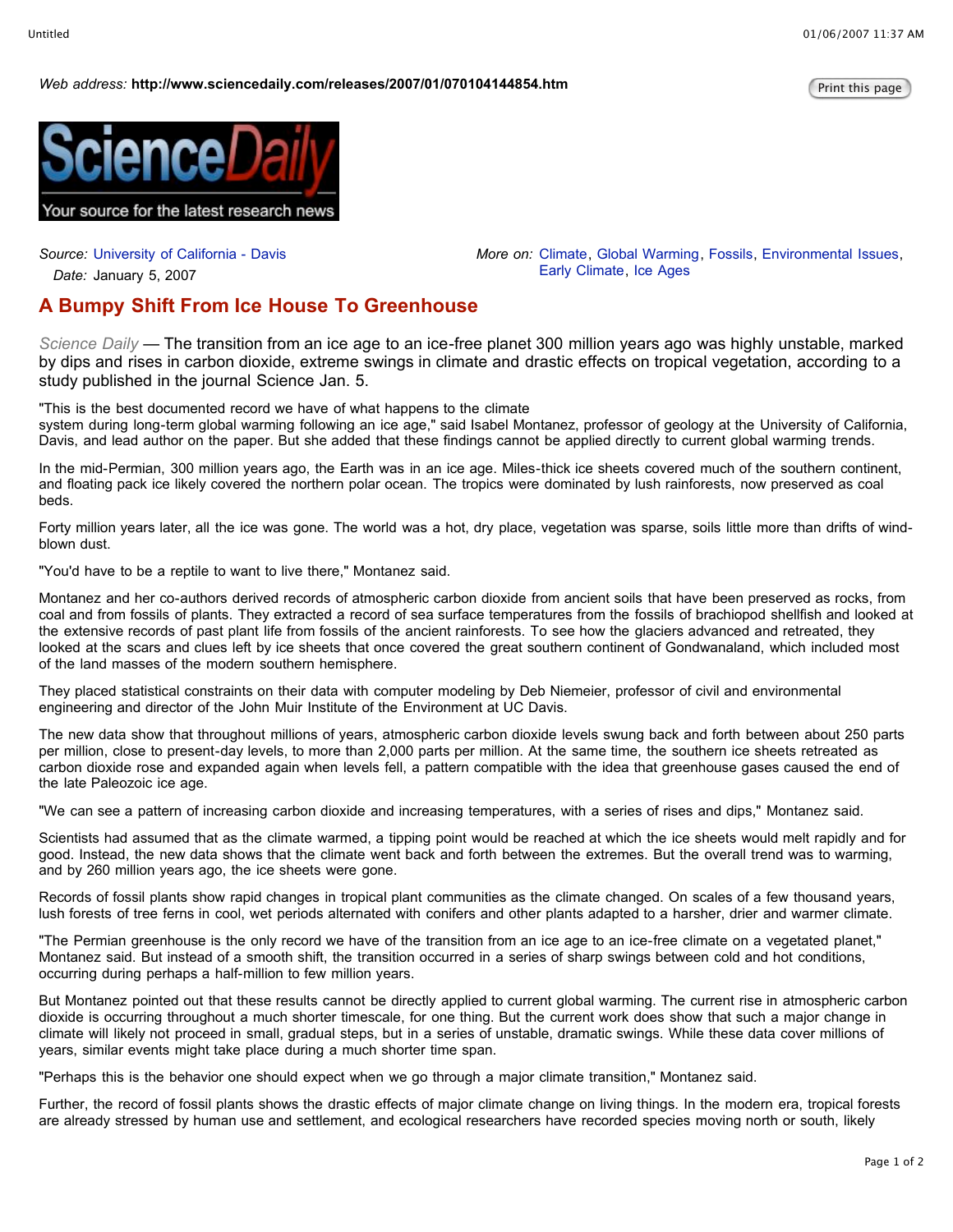*Web address:* **http://www.sciencedaily.com/releases/2007/01/070104144854.htm**

ScienceDaily — Your source for the latest research news

*Source:* University of California - Davis
*Date:* January 5, 2007

*More on:* Climate, Global Warming, Fossils, Environmental Issues, Early Climate, Ice Ages

# A Bumpy Shift From Ice House To Greenhouse

*Science Daily* — The transition from an ice age to an ice-free planet 300 million years ago was highly unstable, marked by dips and rises in carbon dioxide, extreme swings in climate and drastic effects on tropical vegetation, according to a study published in the journal Science Jan. 5.

"This is the best documented record we have of what happens to the climate system during long-term global warming following an ice age," said Isabel Montanez, professor of geology at the University of California, Davis, and lead author on the paper. But she added that these findings cannot be applied directly to current global warming trends.

In the mid-Permian, 300 million years ago, the Earth was in an ice age. Miles-thick ice sheets covered much of the southern continent, and floating pack ice likely covered the northern polar ocean. The tropics were dominated by lush rainforests, now preserved as coal beds.

Forty million years later, all the ice was gone. The world was a hot, dry place, vegetation was sparse, soils little more than drifts of wind-blown dust.

"You'd have to be a reptile to want to live there," Montanez said.

Montanez and her co-authors derived records of atmospheric carbon dioxide from ancient soils that have been preserved as rocks, from coal and from fossils of plants. They extracted a record of sea surface temperatures from the fossils of brachiopod shellfish and looked at the extensive records of past plant life from fossils of the ancient rainforests. To see how the glaciers advanced and retreated, they looked at the scars and clues left by ice sheets that once covered the great southern continent of Gondwanaland, which included most of the land masses of the modern southern hemisphere.

They placed statistical constraints on their data with computer modeling by Deb Niemeier, professor of civil and environmental engineering and director of the John Muir Institute of the Environment at UC Davis.

The new data show that throughout millions of years, atmospheric carbon dioxide levels swung back and forth between about 250 parts per million, close to present-day levels, to more than 2,000 parts per million. At the same time, the southern ice sheets retreated as carbon dioxide rose and expanded again when levels fell, a pattern compatible with the idea that greenhouse gases caused the end of the late Paleozoic ice age.

"We can see a pattern of increasing carbon dioxide and increasing temperatures, with a series of rises and dips," Montanez said.

Scientists had assumed that as the climate warmed, a tipping point would be reached at which the ice sheets would melt rapidly and for good. Instead, the new data shows that the climate went back and forth between the extremes. But the overall trend was to warming, and by 260 million years ago, the ice sheets were gone.

Records of fossil plants show rapid changes in tropical plant communities as the climate changed. On scales of a few thousand years, lush forests of tree ferns in cool, wet periods alternated with conifers and other plants adapted to a harsher, drier and warmer climate.

"The Permian greenhouse is the only record we have of the transition from an ice age to an ice-free climate on a vegetated planet," Montanez said. But instead of a smooth shift, the transition occurred in a series of sharp swings between cold and hot conditions, occurring during perhaps a half-million to few million years.

But Montanez pointed out that these results cannot be directly applied to current global warming. The current rise in atmospheric carbon dioxide is occurring throughout a much shorter timescale, for one thing. But the current work does show that such a major change in climate will likely not proceed in small, gradual steps, but in a series of unstable, dramatic swings. While these data cover millions of years, similar events might take place during a much shorter time span.

"Perhaps this is the behavior one should expect when we go through a major climate transition," Montanez said.

Further, the record of fossil plants shows the drastic effects of major climate change on living things. In the modern era, tropical forests are already stressed by human use and settlement, and ecological researchers have recorded species moving north or south, likely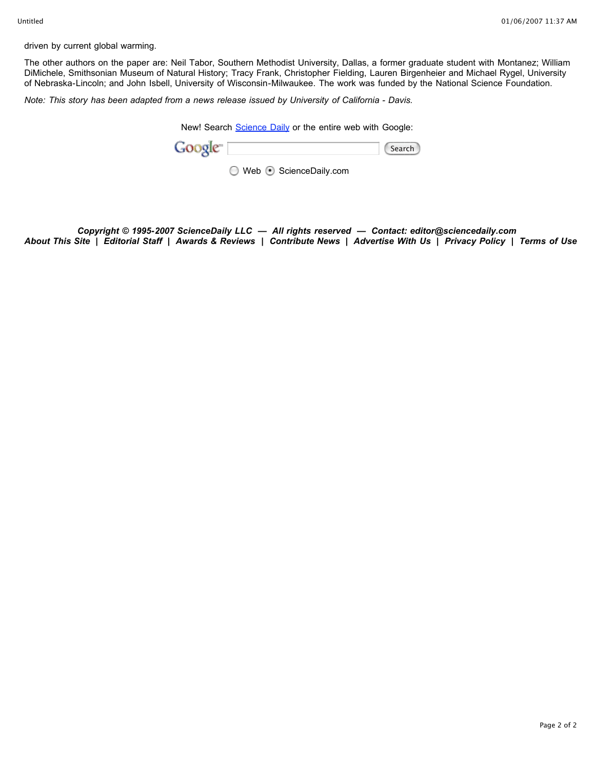driven by current global warming.

The other authors on the paper are: Neil Tabor, Southern Methodist University, Dallas, a former graduate student with Montanez; William DiMichele, Smithsonian Museum of Natural History; Tracy Frank, Christopher Fielding, Lauren Birgenheier and Michael Rygel, University of Nebraska-Lincoln; and John Isbell, University of Wisconsin-Milwaukee. The work was funded by the National Science Foundation.

*Note: This story has been adapted from a news release issued by University of California - Davis.*

New! Search Science Daily or the entire web with Google:

Google [ ] Search

Web ScienceDaily.com

***Copyright © 1995-2007 ScienceDaily LLC — All rights reserved — Contact: editor@sciencedaily.com***
***About This Site | Editorial Staff | Awards & Reviews | Contribute News | Advertise With Us | Privacy Policy | Terms of Use***